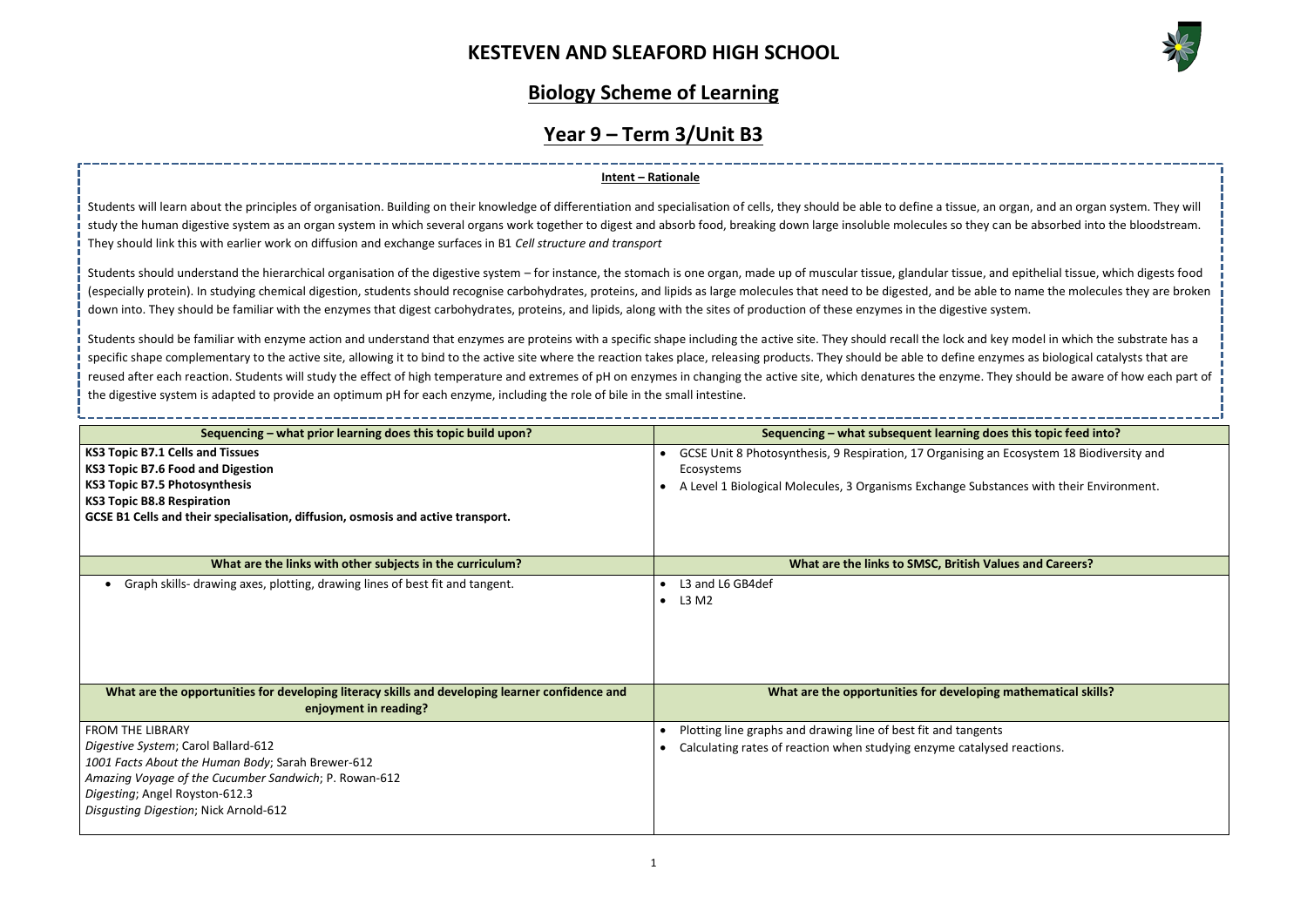# KESTEVEN AND SLEAFORD HIGH SCHOOL

## Biology Scheme of Learning

## Year 9 – Term 3/Unit B3

### Intent – Rationale

Students will learn about the principles of organisation. Building on their knowledge of differentiation and specialisation of cells, they should be able to define a tissue, an organ, and an organ system. They will study the human digestive system as an organ system in which several organs work together to digest and absorb food, breaking down large insoluble molecules so they can be absorbed into the bloodstream. They should link this with earlier work on diffusion and exchange surfaces in B1 *Cell structure and transport*

Students should understand the hierarchical organisation of the digestive system – for instance, the stomach is one organ, made up of muscular tissue, glandular tissue, and epithelial tissue, which digests food (especially protein). In studying chemical digestion, students should recognise carbohydrates, proteins, and lipids as large molecules that need to be digested, and be able to name the molecules they are broken down into. They should be familiar with the enzymes that digest carbohydrates, proteins, and lipids, along with the sites of production of these enzymes in the digestive system.

Students should be familiar with enzyme action and understand that enzymes are proteins with a specific shape including the active site. They should recall the lock and key model in which the substrate has a specific shape complementary to the active site, allowing it to bind to the active site where the reaction takes place, releasing products. They should be able to define enzymes as biological catalysts that are reused after each reaction. Students will study the effect of high temperature and extremes of pH on enzymes in changing the active site, which denatures the enzyme. They should be aware of how each part of the digestive system is adapted to provide an optimum pH for each enzyme, including the role of bile in the small intestine.

| Sequencing – what prior learning does this topic build upon? | Sequencing – what subsequent learning does this topic feed into? |
|---|---|
| **KS3 Topic B7.1 Cells and Tissues**<br>**KS3 Topic B7.6 Food and Digestion**<br>**KS3 Topic B7.5 Photosynthesis**<br>**KS3 Topic B8.8 Respiration**<br>**GCSE B1 Cells and their specialisation, diffusion, osmosis and active transport.** | • GCSE Unit 8 Photosynthesis, 9 Respiration, 17 Organising an Ecosystem 18 Biodiversity and Ecosystems<br>• A Level 1 Biological Molecules, 3 Organisms Exchange Substances with their Environment. |
| **What are the links with other subjects in the curriculum?** | **What are the links to SMSC, British Values and Careers?** |
| • Graph skills- drawing axes, plotting, drawing lines of best fit and tangent. | • L3 and L6 GB4def<br>• L3 M2 |
| **What are the opportunities for developing literacy skills and developing learner confidence and enjoyment in reading?** | **What are the opportunities for developing mathematical skills?** |
| FROM THE LIBRARY<br>*Digestive System*; Carol Ballard-612<br>*1001 Facts About the Human Body*; Sarah Brewer-612<br>*Amazing Voyage of the Cucumber Sandwich*; P. Rowan-612<br>*Digesting*; Angel Royston-612.3<br>*Disgusting Digestion*; Nick Arnold-612 | • Plotting line graphs and drawing line of best fit and tangents<br>• Calculating rates of reaction when studying enzyme catalysed reactions. |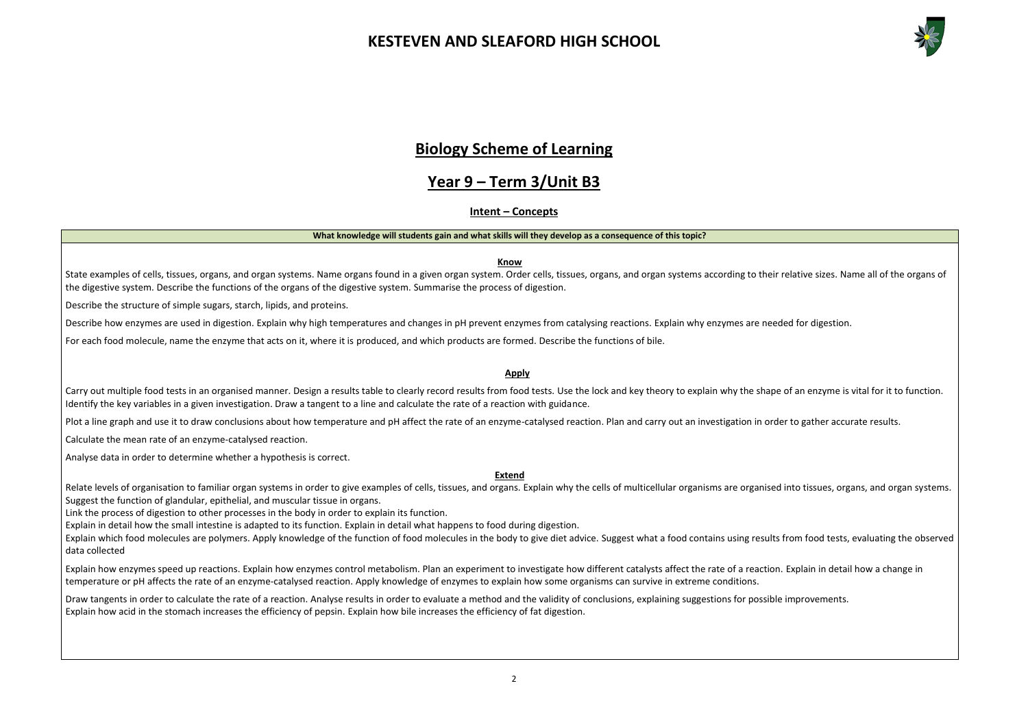# KESTEVEN AND SLEAFORD HIGH SCHOOL

## Biology Scheme of Learning

## Year 9 – Term 3/Unit B3

### Intent – Concepts

**What knowledge will students gain and what skills will they develop as a consequence of this topic?**

**Know**

State examples of cells, tissues, organs, and organ systems. Name organs found in a given organ system. Order cells, tissues, organs, and organ systems according to their relative sizes. Name all of the organs of the digestive system. Describe the functions of the organs of the digestive system. Summarise the process of digestion.

Describe the structure of simple sugars, starch, lipids, and proteins.

Describe how enzymes are used in digestion. Explain why high temperatures and changes in pH prevent enzymes from catalysing reactions. Explain why enzymes are needed for digestion.

For each food molecule, name the enzyme that acts on it, where it is produced, and which products are formed. Describe the functions of bile.

**Apply**

Carry out multiple food tests in an organised manner. Design a results table to clearly record results from food tests. Use the lock and key theory to explain why the shape of an enzyme is vital for it to function. Identify the key variables in a given investigation. Draw a tangent to a line and calculate the rate of a reaction with guidance.

Plot a line graph and use it to draw conclusions about how temperature and pH affect the rate of an enzyme-catalysed reaction. Plan and carry out an investigation in order to gather accurate results.

Calculate the mean rate of an enzyme-catalysed reaction.

Analyse data in order to determine whether a hypothesis is correct.

**Extend**

Relate levels of organisation to familiar organ systems in order to give examples of cells, tissues, and organs. Explain why the cells of multicellular organisms are organised into tissues, organs, and organ systems. Suggest the function of glandular, epithelial, and muscular tissue in organs.
Link the process of digestion to other processes in the body in order to explain its function.
Explain in detail how the small intestine is adapted to its function. Explain in detail what happens to food during digestion.
Explain which food molecules are polymers. Apply knowledge of the function of food molecules in the body to give diet advice. Suggest what a food contains using results from food tests, evaluating the observed data collected

Explain how enzymes speed up reactions. Explain how enzymes control metabolism. Plan an experiment to investigate how different catalysts affect the rate of a reaction. Explain in detail how a change in temperature or pH affects the rate of an enzyme-catalysed reaction. Apply knowledge of enzymes to explain how some organisms can survive in extreme conditions.

Draw tangents in order to calculate the rate of a reaction. Analyse results in order to evaluate a method and the validity of conclusions, explaining suggestions for possible improvements.
Explain how acid in the stomach increases the efficiency of pepsin. Explain how bile increases the efficiency of fat digestion.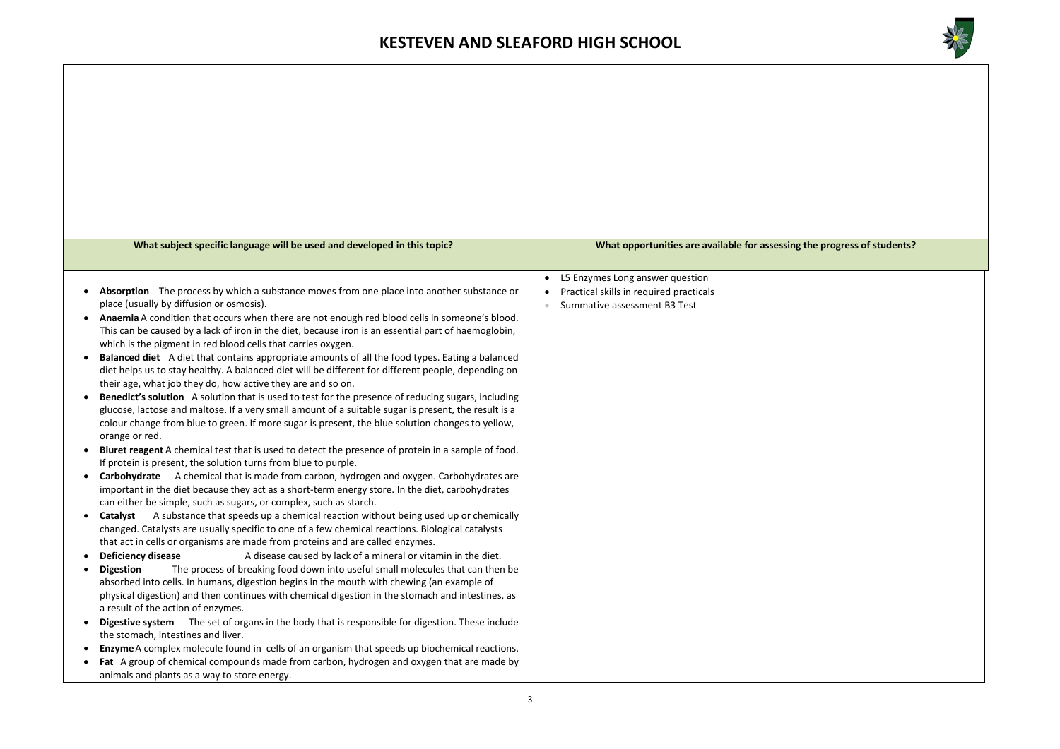| What subject specific language will be used and developed in this topic? | What opportunities are available for assessing the progress of students? |
|---|---|
| • **Absorption** The process by which a substance moves from one place into another substance or place (usually by diffusion or osmosis).<br>• **Anaemia** A condition that occurs when there are not enough red blood cells in someone's blood. This can be caused by a lack of iron in the diet, because iron is an essential part of haemoglobin, which is the pigment in red blood cells that carries oxygen.<br>• **Balanced diet** A diet that contains appropriate amounts of all the food types. Eating a balanced diet helps us to stay healthy. A balanced diet will be different for different people, depending on their age, what job they do, how active they are and so on.<br>• **Benedict's solution** A solution that is used to test for the presence of reducing sugars, including glucose, lactose and maltose. If a very small amount of a suitable sugar is present, the result is a colour change from blue to green. If more sugar is present, the blue solution changes to yellow, orange or red.<br>• **Biuret reagent** A chemical test that is used to detect the presence of protein in a sample of food. If protein is present, the solution turns from blue to purple.<br>• **Carbohydrate** A chemical that is made from carbon, hydrogen and oxygen. Carbohydrates are important in the diet because they act as a short-term energy store. In the diet, carbohydrates can either be simple, such as sugars, or complex, such as starch.<br>• **Catalyst** A substance that speeds up a chemical reaction without being used up or chemically changed. Catalysts are usually specific to one of a few chemical reactions. Biological catalysts that act in cells or organisms are made from proteins and are called enzymes.<br>• **Deficiency disease** A disease caused by lack of a mineral or vitamin in the diet.<br>• **Digestion** The process of breaking food down into useful small molecules that can then be absorbed into cells. In humans, digestion begins in the mouth with chewing (an example of physical digestion) and then continues with chemical digestion in the stomach and intestines, as a result of the action of enzymes.<br>• **Digestive system** The set of organs in the body that is responsible for digestion. These include the stomach, intestines and liver.<br>• **Enzyme** A complex molecule found in cells of an organism that speeds up biochemical reactions.<br>• **Fat** A group of chemical compounds made from carbon, hydrogen and oxygen that are made by animals and plants as a way to store energy. | • L5 Enzymes Long answer question<br>• Practical skills in required practicals<br>• Summative assessment B3 Test |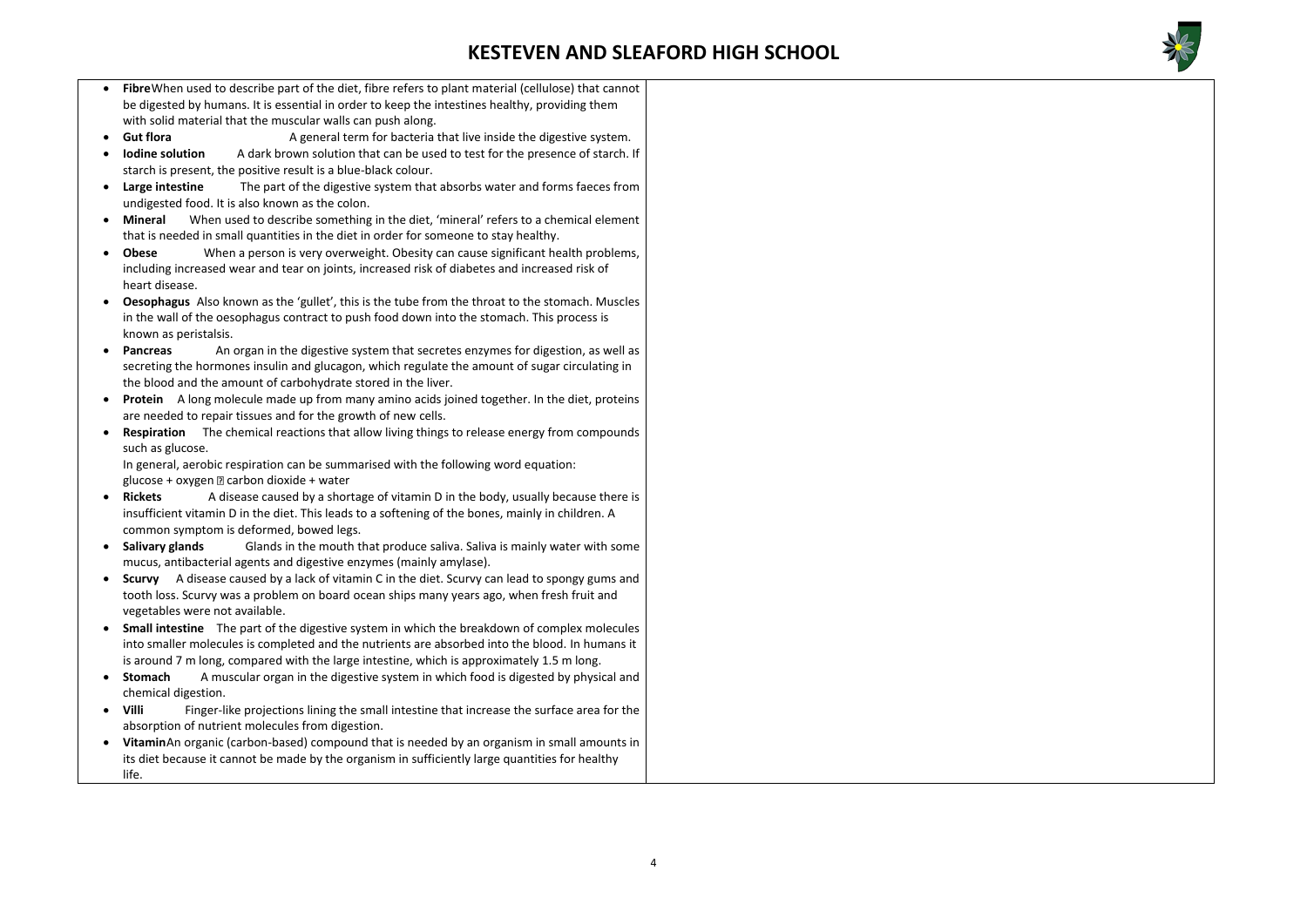- **Fibre** When used to describe part of the diet, fibre refers to plant material (cellulose) that cannot be digested by humans. It is essential in order to keep the intestines healthy, providing them with solid material that the muscular walls can push along.
- **Gut flora** A general term for bacteria that live inside the digestive system.
- **Iodine solution** A dark brown solution that can be used to test for the presence of starch. If starch is present, the positive result is a blue-black colour.
- **Large intestine** The part of the digestive system that absorbs water and forms faeces from undigested food. It is also known as the colon.
- **Mineral** When used to describe something in the diet, 'mineral' refers to a chemical element that is needed in small quantities in the diet in order for someone to stay healthy.
- **Obese** When a person is very overweight. Obesity can cause significant health problems, including increased wear and tear on joints, increased risk of diabetes and increased risk of heart disease.
- **Oesophagus** Also known as the 'gullet', this is the tube from the throat to the stomach. Muscles in the wall of the oesophagus contract to push food down into the stomach. This process is known as peristalsis.
- **Pancreas** An organ in the digestive system that secretes enzymes for digestion, as well as secreting the hormones insulin and glucagon, which regulate the amount of sugar circulating in the blood and the amount of carbohydrate stored in the liver.
- **Protein** A long molecule made up from many amino acids joined together. In the diet, proteins are needed to repair tissues and for the growth of new cells.
- **Respiration** The chemical reactions that allow living things to release energy from compounds such as glucose.
  In general, aerobic respiration can be summarised with the following word equation:
  glucose + oxygen → carbon dioxide + water
- **Rickets** A disease caused by a shortage of vitamin D in the body, usually because there is insufficient vitamin D in the diet. This leads to a softening of the bones, mainly in children. A common symptom is deformed, bowed legs.
- **Salivary glands** Glands in the mouth that produce saliva. Saliva is mainly water with some mucus, antibacterial agents and digestive enzymes (mainly amylase).
- **Scurvy** A disease caused by a lack of vitamin C in the diet. Scurvy can lead to spongy gums and tooth loss. Scurvy was a problem on board ocean ships many years ago, when fresh fruit and vegetables were not available.
- **Small intestine** The part of the digestive system in which the breakdown of complex molecules into smaller molecules is completed and the nutrients are absorbed into the blood. In humans it is around 7 m long, compared with the large intestine, which is approximately 1.5 m long.
- **Stomach** A muscular organ in the digestive system in which food is digested by physical and chemical digestion.
- **Villi** Finger-like projections lining the small intestine that increase the surface area for the absorption of nutrient molecules from digestion.
- **Vitamin** An organic (carbon-based) compound that is needed by an organism in small amounts in its diet because it cannot be made by the organism in sufficiently large quantities for healthy life.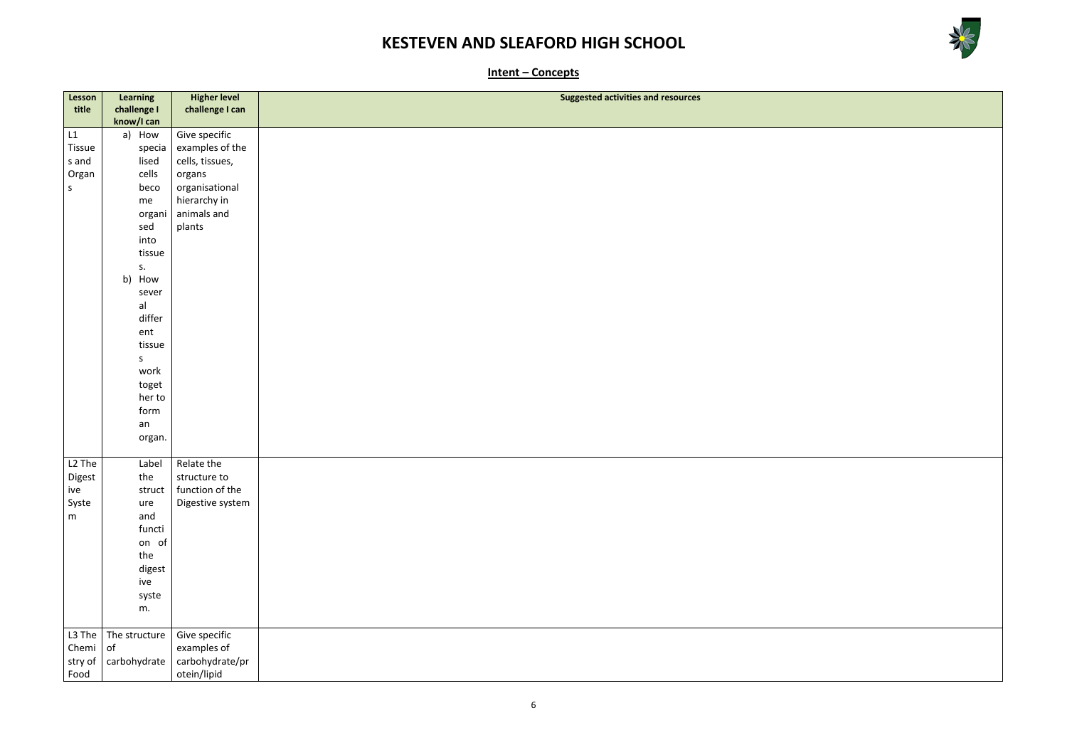# KESTEVEN AND SLEAFORD HIGH SCHOOL

## Intent – Concepts

| Lesson title | Learning challenge I know/I can | Higher level challenge I can | Suggested activities and resources |
|---|---|---|---|
| L1 Tissues and Organs | a) How specialised cells become organised into tissues. b) How several different tissues work together to form an organ. | Give specific examples of the cells, tissues, organs organisational hierarchy in animals and plants | |
| L2 The Digestive System | Label the structure and function of the digestive system. | Relate the structure to function of the Digestive system | |
| L3 The Chemistry of Food | The structure of carbohydrate | Give specific examples of carbohydrate/protein/lipid | |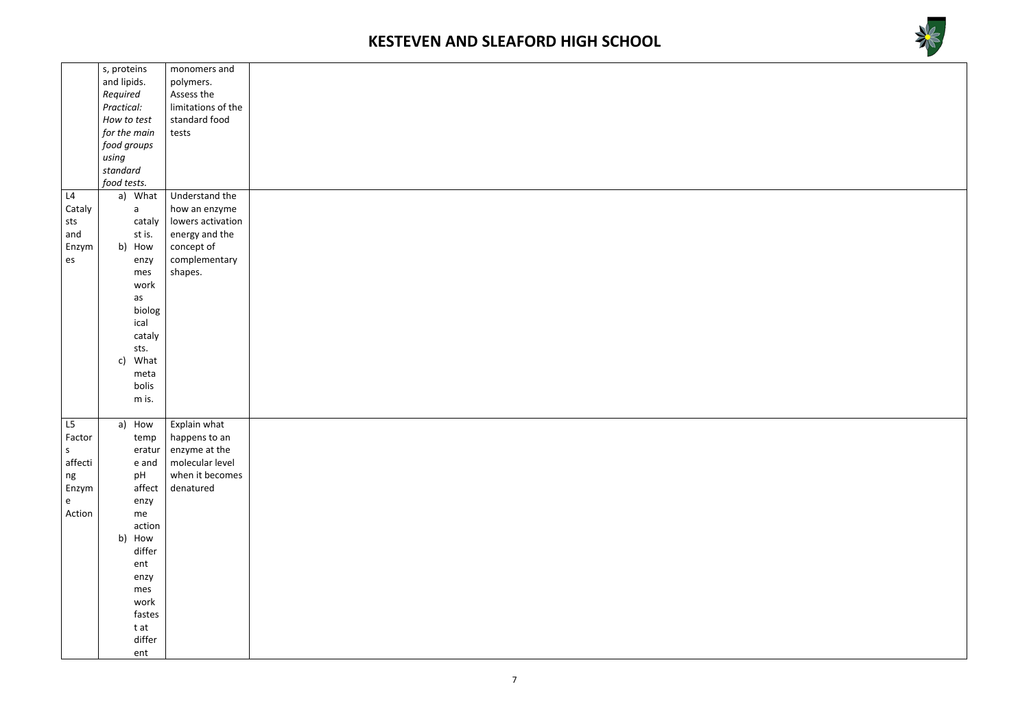| | | | |
|---|---|---|---|
| | s, proteins and lipids. *Required Practical: How to test for the main food groups using standard food tests.* | monomers and polymers. Assess the limitations of the standard food tests | |
| L4 Catalysts and Enzymes | a) What a catalyst is. b) How enzymes work as biological catalysts. c) What metabolism is. | Understand the how an enzyme lowers activation energy and the concept of complementary shapes. | |
| L5 Factors affecting Enzyme Action | a) How temperature and pH affect enzyme action b) How different enzymes work fastest at different | Explain what happens to an enzyme at the molecular level when it becomes denatured | |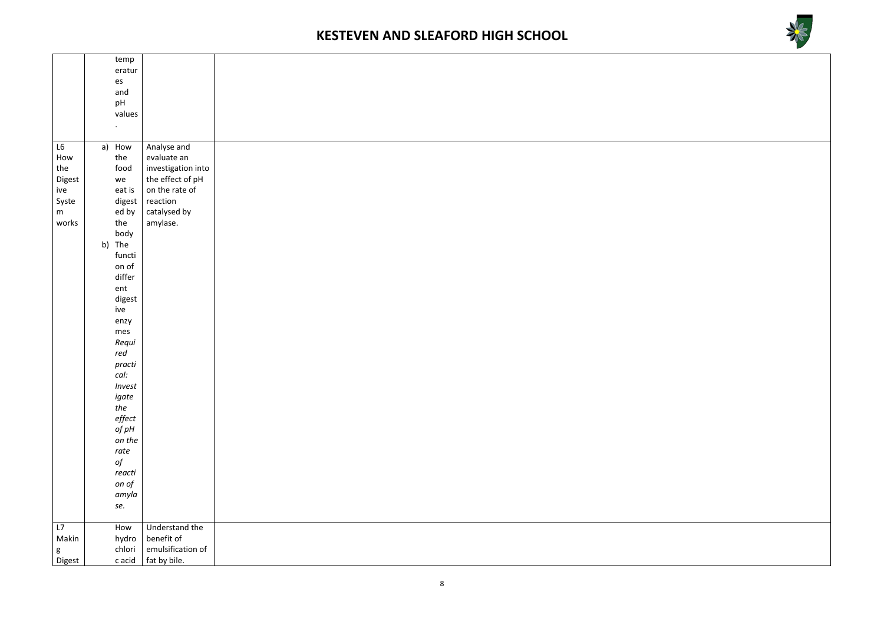|  |  |  |  |
|---|---|---|---|
|  | temperatures and pH values. |  |  |
| L6 How the Digestive System works | a) How the food we eat is digested by the body<br>b) The function of different digestive enzymes<br>*Required practical: Investigate the effect of pH on the rate of reaction of amylase.* | Analyse and evaluate an investigation into the effect of pH on the rate of reaction catalysed by amylase. |  |
| L7 Making Digest | How hydrochloric acid | Understand the benefit of emulsification of fat by bile. |  |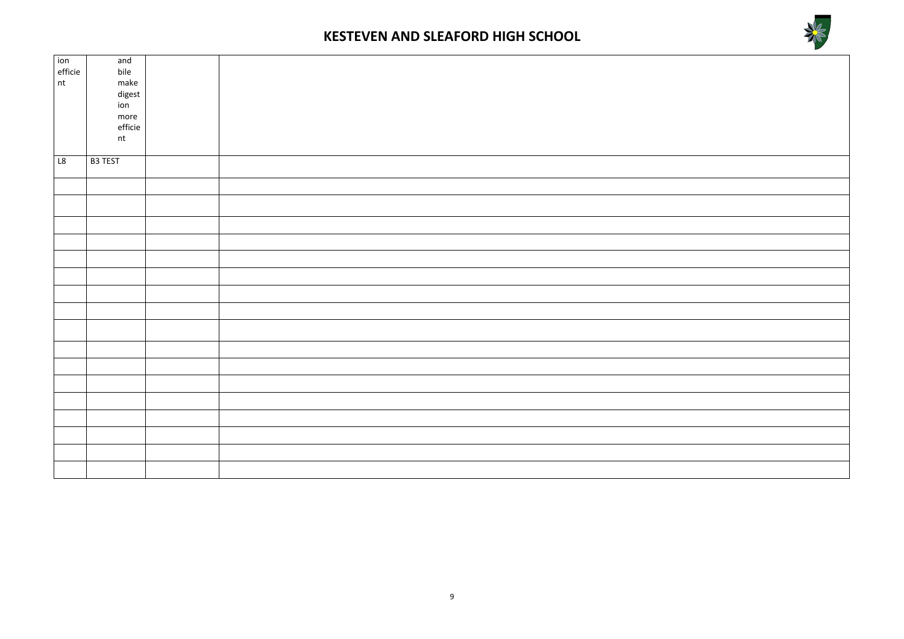| | | | |
|---|---|---|---|
| ion efficient | and bile make digestion more efficient | | |
| L8 | B3 TEST | | |
| | | | |
| | | | |
| | | | |
| | | | |
| | | | |
| | | | |
| | | | |
| | | | |
| | | | |
| | | | |
| | | | |
| | | | |
| | | | |
| | | | |
| | | | |
| | | | |